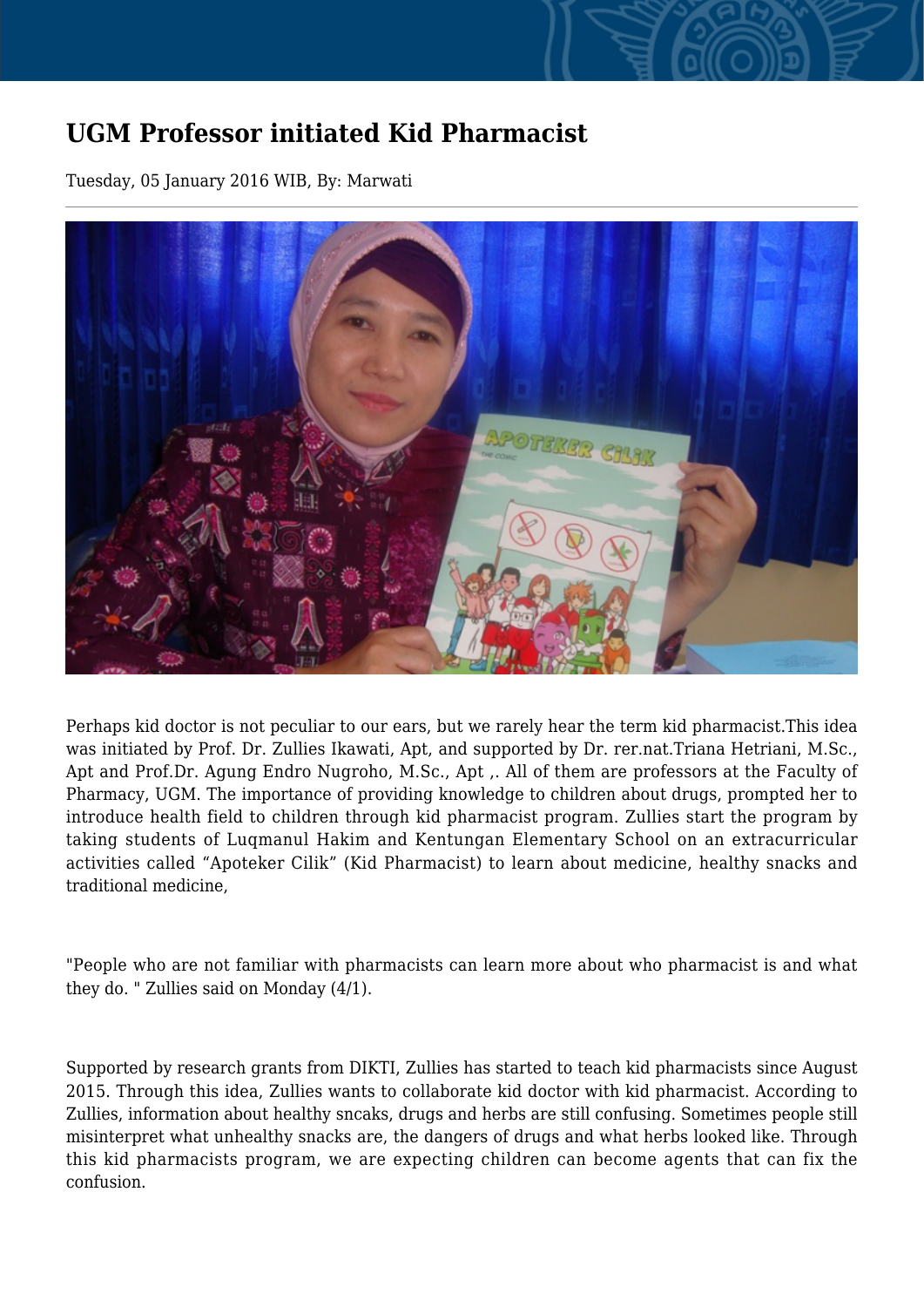# UGM Professor initiated Kid Pharmacist

Tuesday, 05 January 2016 WIB, By: Marwati

Perhaps kid doctor is not peculiar to our ears, but we rarely hear the term kid pharmacist.This idea was initiated by Prof. Dr. Zullies Ikawati, Apt, and supported by Dr. rer.nat.Triana Hetriani, M.Sc., Apt and Prof.Dr. Agung Endro Nugroho, M.Sc., Apt ,. All of them are professors at the Faculty of Pharmacy, UGM. The importance of providing knowledge to children about drugs, prompted her to introduce health field to children through kid pharmacist program. Zullies start the program by taking students of Luqmanul Hakim and Kentungan Elementary School on an extracurricular activities called “Apoteker Cilik” (Kid Pharmacist) to learn about medicine, healthy snacks and traditional medicine,

"People who are not familiar with pharmacists can learn more about who pharmacist is and what they do. " Zullies said on Monday (4/1).

Supported by research grants from DIKTI, Zullies has started to teach kid pharmacists since August 2015. Through this idea, Zullies wants to collaborate kid doctor with kid pharmacist. According to Zullies, information about healthy sncaks, drugs and herbs are still confusing. Sometimes people still misinterpret what unhealthy snacks are, the dangers of drugs and what herbs looked like. Through this kid pharmacists program, we are expecting children can become agents that can fix the confusion.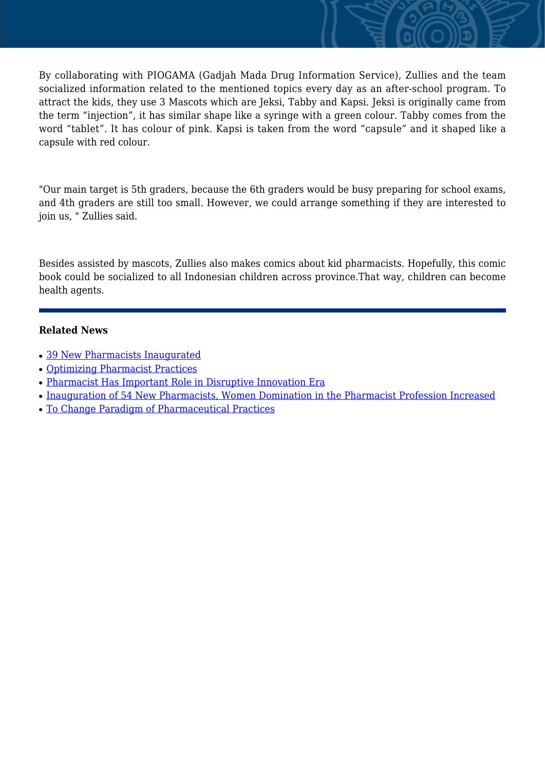By collaborating with PIOGAMA (Gadjah Mada Drug Information Service), Zullies and the team socialized information related to the mentioned topics every day as an after-school program. To attract the kids, they use 3 Mascots which are Jeksi, Tabby and Kapsi. Jeksi is originally came from the term “injection”, it has similar shape like a syringe with a green colour. Tabby comes from the word “tablet”. It has colour of pink. Kapsi is taken from the word “capsule” and it shaped like a capsule with red colour.

"Our main target is 5th graders, because the 6th graders would be busy preparing for school exams, and 4th graders are still too small. However, we could arrange something if they are interested to join us, " Zullies said.

Besides assisted by mascots, Zullies also makes comics about kid pharmacists. Hopefully, this comic book could be socialized to all Indonesian children across province.That way, children can become health agents.

---

**Related News**

- 39 New Pharmacists Inaugurated
- Optimizing Pharmacist Practices
- Pharmacist Has Important Role in Disruptive Innovation Era
- Inauguration of 54 New Pharmacists, Women Domination in the Pharmacist Profession Increased
- To Change Paradigm of Pharmaceutical Practices